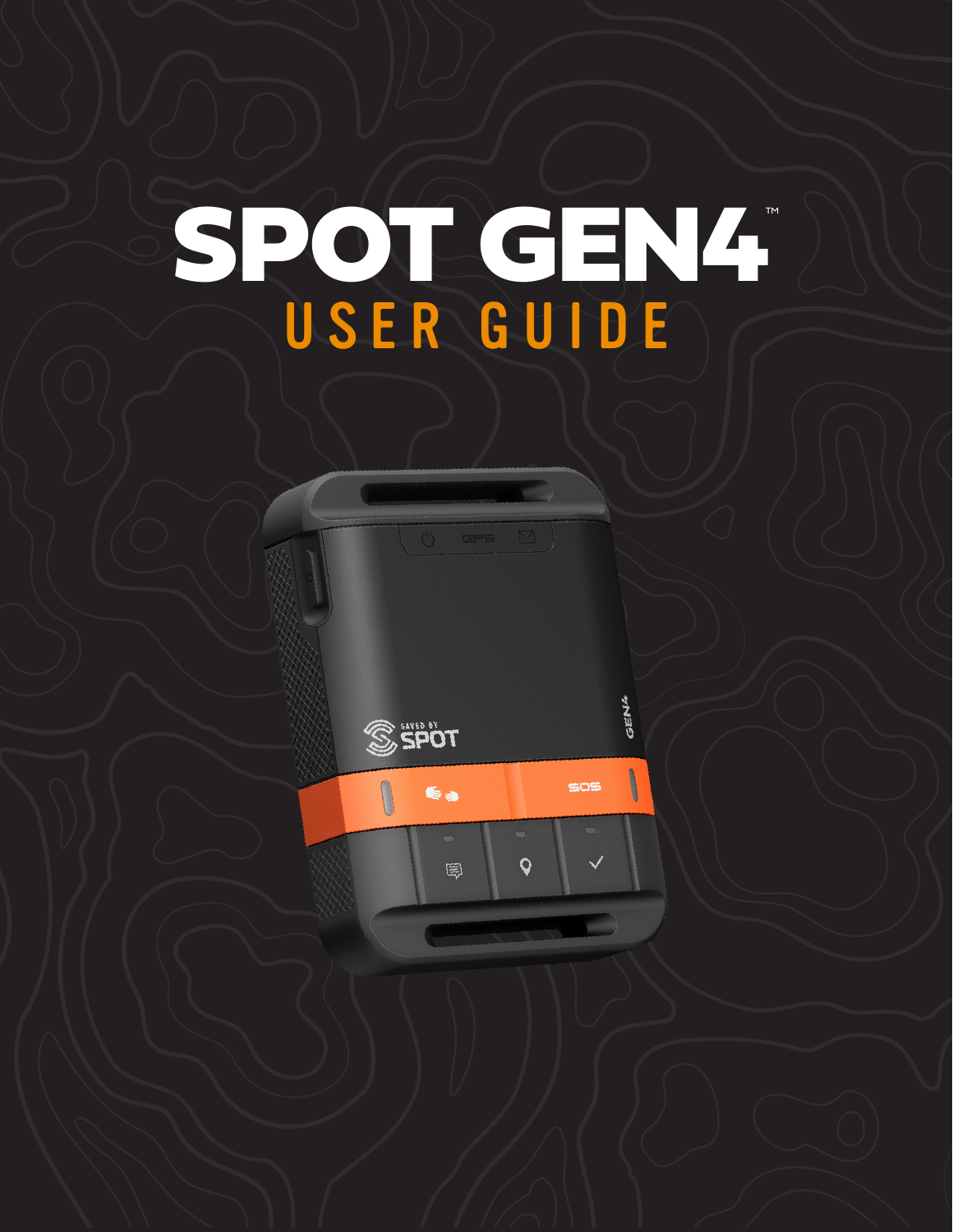# SPOT GEN4™

## USER GUIDE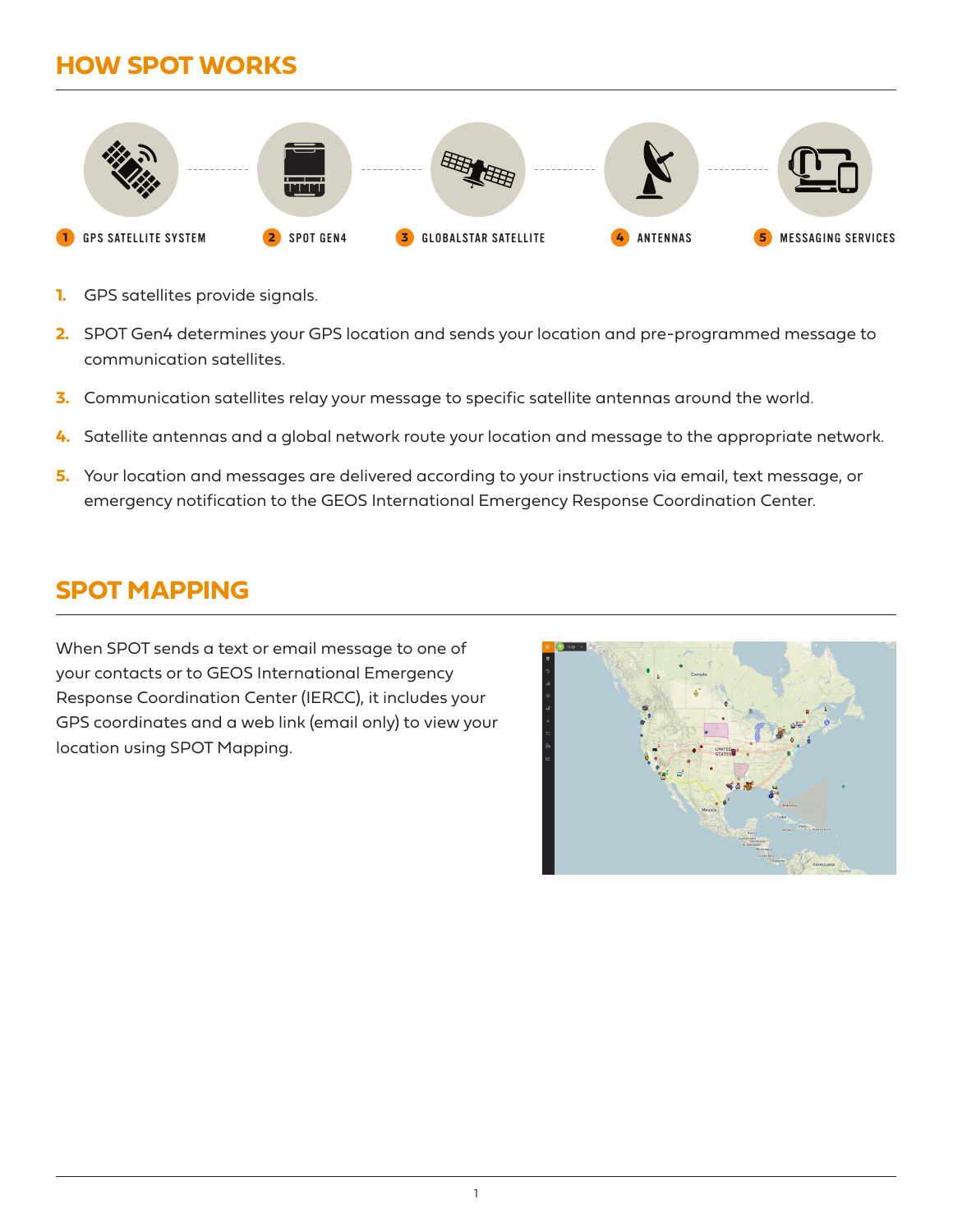# HOW SPOT WORKS

1 GPS SATELLITE SYSTEM — 2 SPOT GEN4 — 3 GLOBALSTAR SATELLITE — 4 ANTENNAS — 5 MESSAGING SERVICES

1. GPS satellites provide signals.
2. SPOT Gen4 determines your GPS location and sends your location and pre-programmed message to communication satellites.
3. Communication satellites relay your message to specific satellite antennas around the world.
4. Satellite antennas and a global network route your location and message to the appropriate network.
5. Your location and messages are delivered according to your instructions via email, text message, or emergency notification to the GEOS International Emergency Response Coordination Center.

# SPOT MAPPING

When SPOT sends a text or email message to one of your contacts or to GEOS International Emergency Response Coordination Center (IERCC), it includes your GPS coordinates and a web link (email only) to view your location using SPOT Mapping.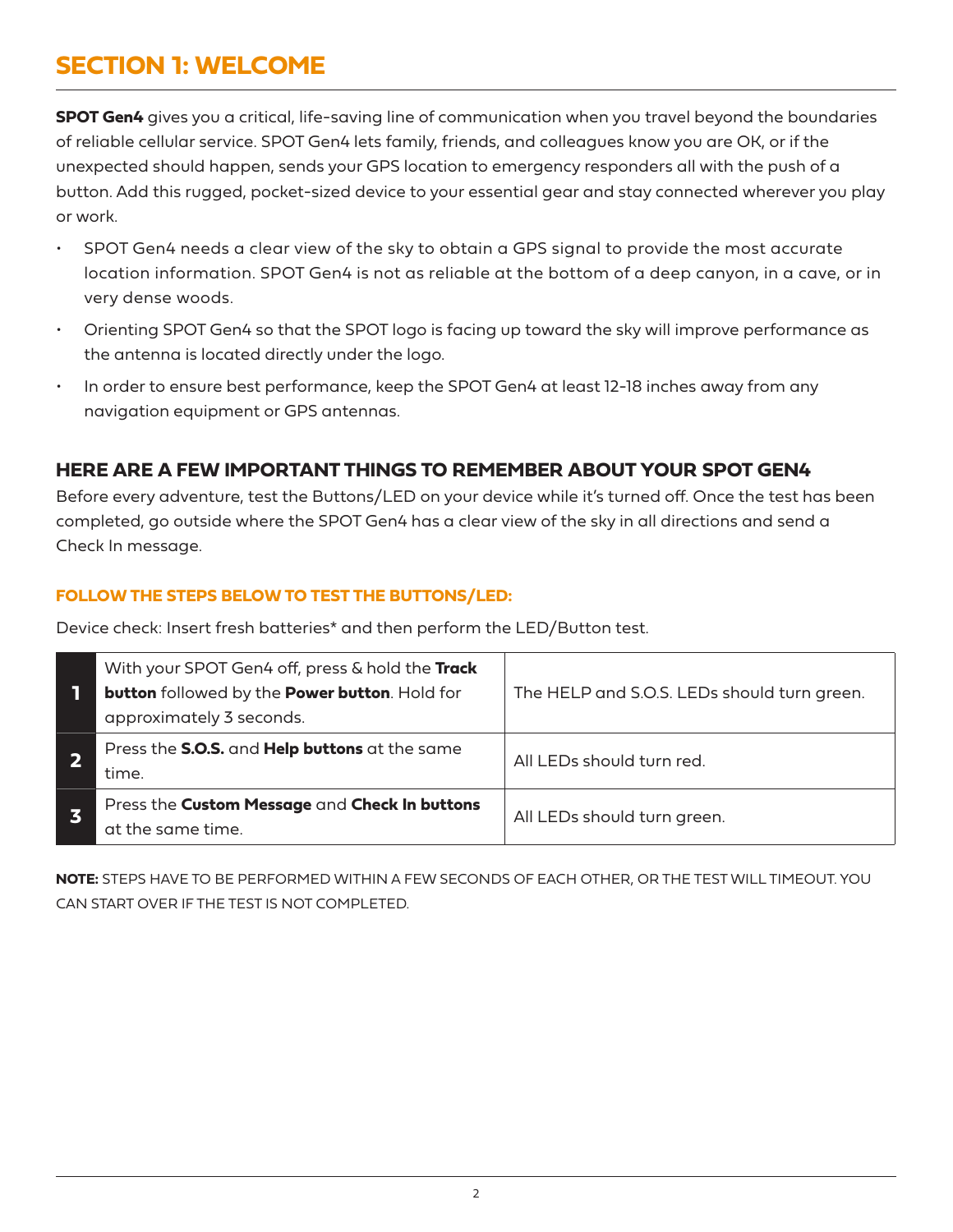# SECTION 1: WELCOME

**SPOT Gen4** gives you a critical, life-saving line of communication when you travel beyond the boundaries of reliable cellular service. SPOT Gen4 lets family, friends, and colleagues know you are OK, or if the unexpected should happen, sends your GPS location to emergency responders all with the push of a button. Add this rugged, pocket-sized device to your essential gear and stay connected wherever you play or work.

- SPOT Gen4 needs a clear view of the sky to obtain a GPS signal to provide the most accurate location information. SPOT Gen4 is not as reliable at the bottom of a deep canyon, in a cave, or in very dense woods.
- Orienting SPOT Gen4 so that the SPOT logo is facing up toward the sky will improve performance as the antenna is located directly under the logo.
- In order to ensure best performance, keep the SPOT Gen4 at least 12-18 inches away from any navigation equipment or GPS antennas.

## HERE ARE A FEW IMPORTANT THINGS TO REMEMBER ABOUT YOUR SPOT GEN4

Before every adventure, test the Buttons/LED on your device while it's turned off. Once the test has been completed, go outside where the SPOT Gen4 has a clear view of the sky in all directions and send a Check In message.

### FOLLOW THE STEPS BELOW TO TEST THE BUTTONS/LED:

Device check: Insert fresh batteries* and then perform the LED/Button test.

| | | |
|---|---|---|
| **1** | With your SPOT Gen4 off, press & hold the **Track button** followed by the **Power button**. Hold for approximately 3 seconds. | The HELP and S.O.S. LEDs should turn green. |
| **2** | Press the **S.O.S.** and **Help buttons** at the same time. | All LEDs should turn red. |
| **3** | Press the **Custom Message** and **Check In buttons** at the same time. | All LEDs should turn green. |

**NOTE:** STEPS HAVE TO BE PERFORMED WITHIN A FEW SECONDS OF EACH OTHER, OR THE TEST WILL TIMEOUT. YOU CAN START OVER IF THE TEST IS NOT COMPLETED.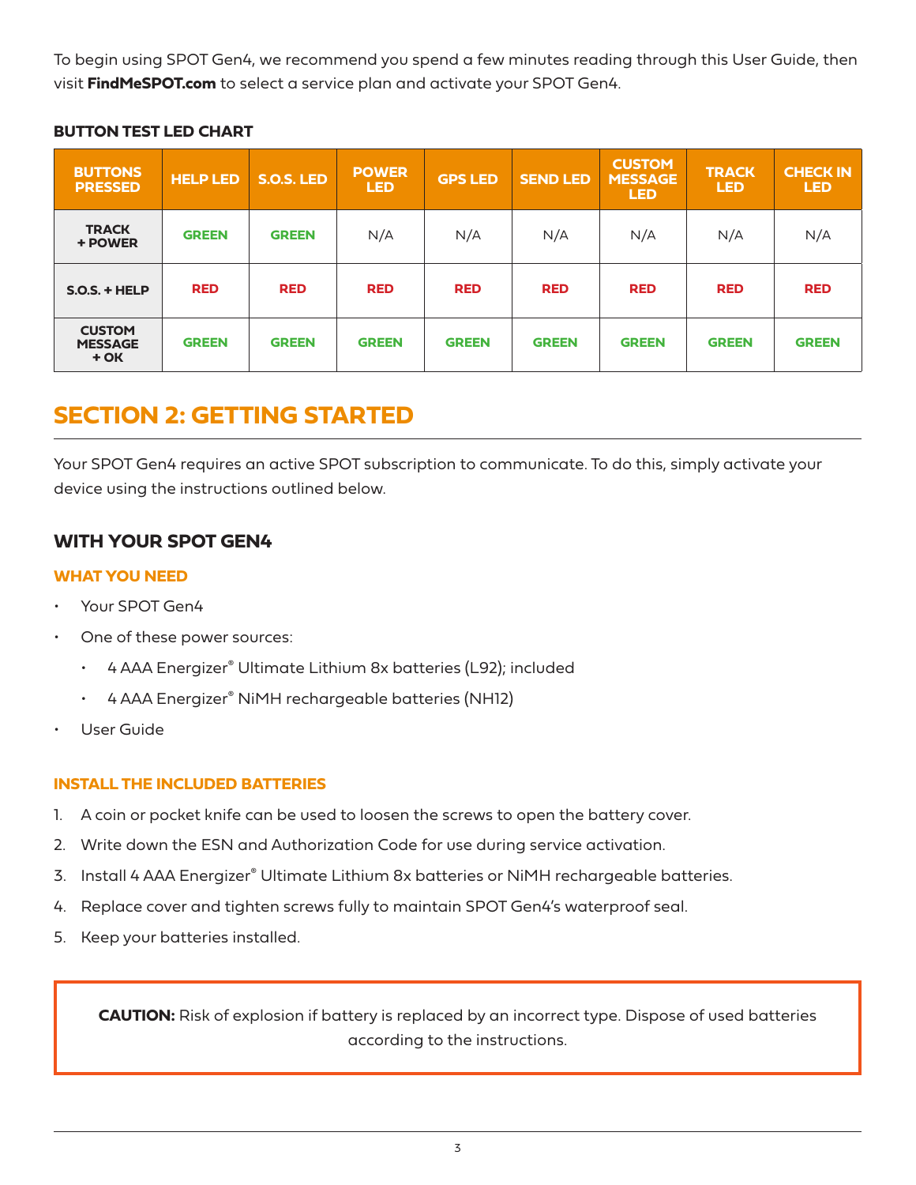To begin using SPOT Gen4, we recommend you spend a few minutes reading through this User Guide, then visit **FindMeSPOT.com** to select a service plan and activate your SPOT Gen4.

**BUTTON TEST LED CHART**

| BUTTONS PRESSED | HELP LED | S.O.S. LED | POWER LED | GPS LED | SEND LED | CUSTOM MESSAGE LED | TRACK LED | CHECK IN LED |
|---|---|---|---|---|---|---|---|---|
| **TRACK + POWER** | **GREEN** | **GREEN** | N/A | N/A | N/A | N/A | N/A | N/A |
| **S.O.S. + HELP** | **RED** | **RED** | **RED** | **RED** | **RED** | **RED** | **RED** | **RED** |
| **CUSTOM MESSAGE + OK** | **GREEN** | **GREEN** | **GREEN** | **GREEN** | **GREEN** | **GREEN** | **GREEN** | **GREEN** |

# SECTION 2: GETTING STARTED

Your SPOT Gen4 requires an active SPOT subscription to communicate. To do this, simply activate your device using the instructions outlined below.

## WITH YOUR SPOT GEN4

### WHAT YOU NEED

- Your SPOT Gen4
- One of these power sources:
  - 4 AAA Energizer® Ultimate Lithium 8x batteries (L92); included
  - 4 AAA Energizer® NiMH rechargeable batteries (NH12)
- User Guide

### INSTALL THE INCLUDED BATTERIES

1. A coin or pocket knife can be used to loosen the screws to open the battery cover.
2. Write down the ESN and Authorization Code for use during service activation.
3. Install 4 AAA Energizer® Ultimate Lithium 8x batteries or NiMH rechargeable batteries.
4. Replace cover and tighten screws fully to maintain SPOT Gen4's waterproof seal.
5. Keep your batteries installed.

**CAUTION:** Risk of explosion if battery is replaced by an incorrect type. Dispose of used batteries according to the instructions.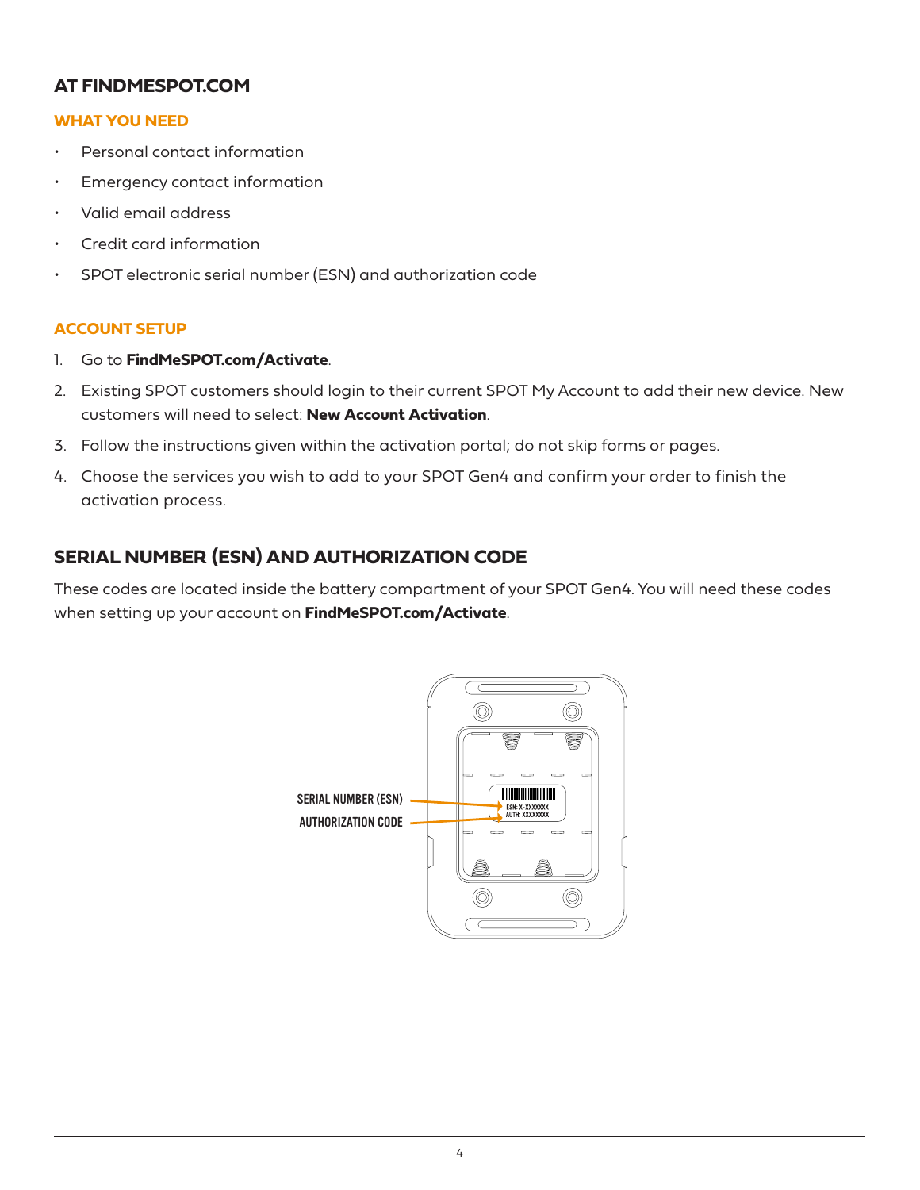## AT FINDMESPOT.COM

### WHAT YOU NEED

- Personal contact information
- Emergency contact information
- Valid email address
- Credit card information
- SPOT electronic serial number (ESN) and authorization code

### ACCOUNT SETUP

1. Go to **FindMeSPOT.com/Activate**.
2. Existing SPOT customers should login to their current SPOT My Account to add their new device. New customers will need to select: **New Account Activation**.
3. Follow the instructions given within the activation portal; do not skip forms or pages.
4. Choose the services you wish to add to your SPOT Gen4 and confirm your order to finish the activation process.

## SERIAL NUMBER (ESN) AND AUTHORIZATION CODE

These codes are located inside the battery compartment of your SPOT Gen4. You will need these codes when setting up your account on **FindMeSPOT.com/Activate**.

SERIAL NUMBER (ESN)

AUTHORIZATION CODE

ESN: X-XXXXXXX

AUTH: XXXXXXXX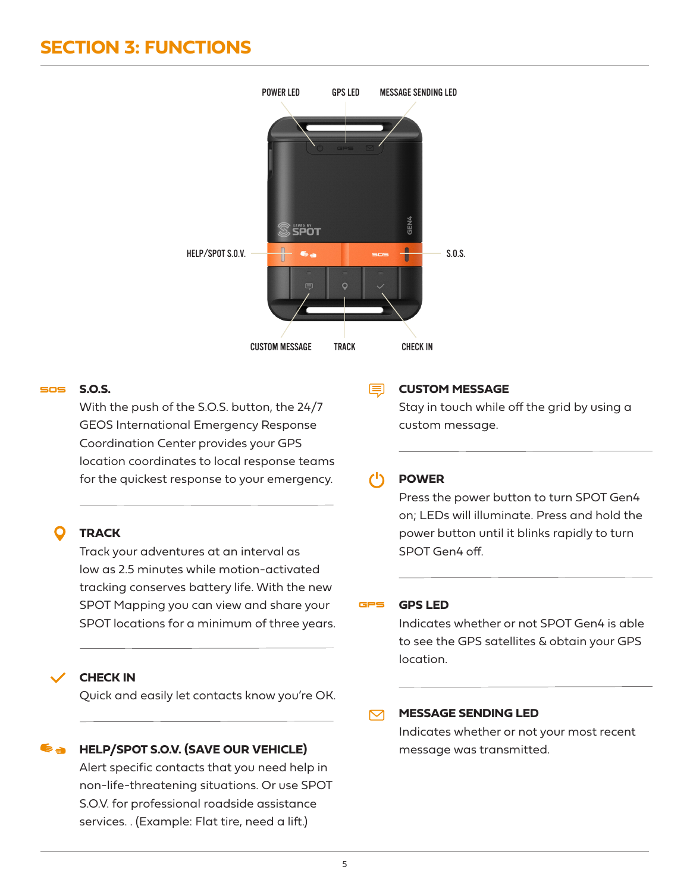# SECTION 3: FUNCTIONS

POWER LED GPS LED MESSAGE SENDING LED

HELP/SPOT S.O.V. S.O.S.

CUSTOM MESSAGE TRACK CHECK IN

### S.O.S.

With the push of the S.O.S. button, the 24/7 GEOS International Emergency Response Coordination Center provides your GPS location coordinates to local response teams for the quickest response to your emergency.

### TRACK

Track your adventures at an interval as low as 2.5 minutes while motion-activated tracking conserves battery life. With the new SPOT Mapping you can view and share your SPOT locations for a minimum of three years.

### CHECK IN

Quick and easily let contacts know you're OK.

### HELP/SPOT S.O.V. (SAVE OUR VEHICLE)

Alert specific contacts that you need help in non-life-threatening situations. Or use SPOT S.O.V. for professional roadside assistance services. . (Example: Flat tire, need a lift.)

### CUSTOM MESSAGE

Stay in touch while off the grid by using a custom message.

### POWER

Press the power button to turn SPOT Gen4 on; LEDs will illuminate. Press and hold the power button until it blinks rapidly to turn SPOT Gen4 off.

### GPS LED

Indicates whether or not SPOT Gen4 is able to see the GPS satellites & obtain your GPS location.

### MESSAGE SENDING LED

Indicates whether or not your most recent message was transmitted.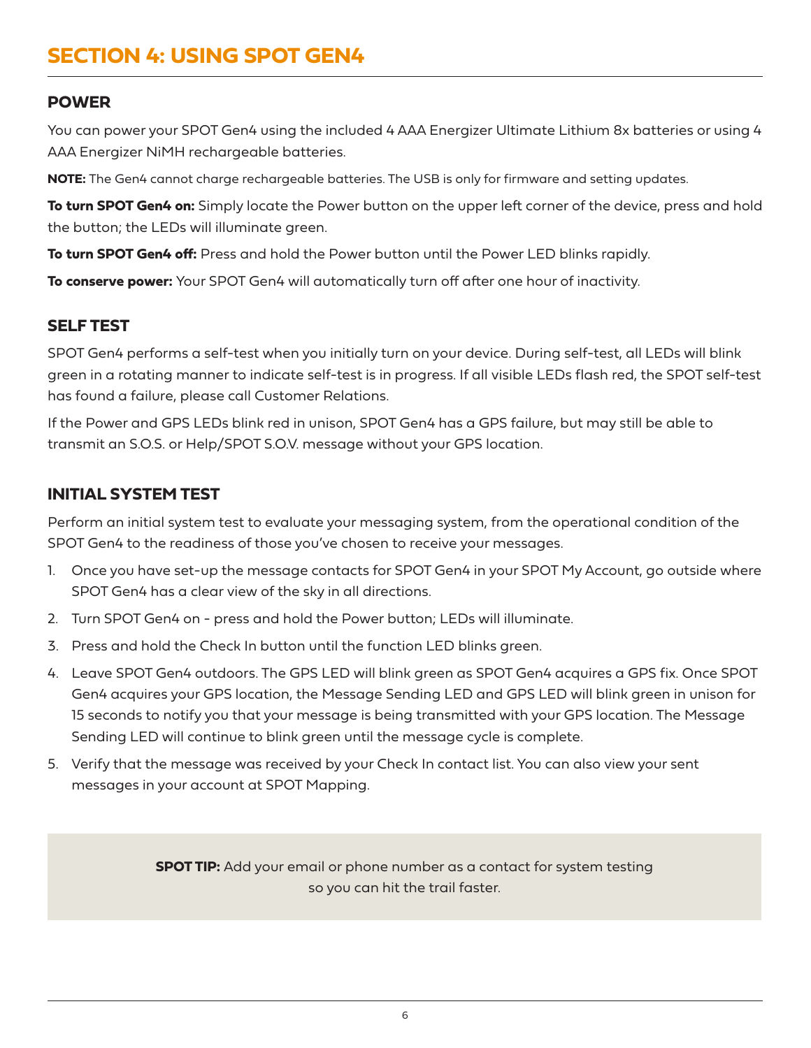# SECTION 4: USING SPOT GEN4

## POWER

You can power your SPOT Gen4 using the included 4 AAA Energizer Ultimate Lithium 8x batteries or using 4 AAA Energizer NiMH rechargeable batteries.

**NOTE:** The Gen4 cannot charge rechargeable batteries. The USB is only for firmware and setting updates.

**To turn SPOT Gen4 on:** Simply locate the Power button on the upper left corner of the device, press and hold the button; the LEDs will illuminate green.

**To turn SPOT Gen4 off:** Press and hold the Power button until the Power LED blinks rapidly.

**To conserve power:** Your SPOT Gen4 will automatically turn off after one hour of inactivity.

## SELF TEST

SPOT Gen4 performs a self-test when you initially turn on your device. During self-test, all LEDs will blink green in a rotating manner to indicate self-test is in progress. If all visible LEDs flash red, the SPOT self-test has found a failure, please call Customer Relations.

If the Power and GPS LEDs blink red in unison, SPOT Gen4 has a GPS failure, but may still be able to transmit an S.O.S. or Help/SPOT S.O.V. message without your GPS location.

## INITIAL SYSTEM TEST

Perform an initial system test to evaluate your messaging system, from the operational condition of the SPOT Gen4 to the readiness of those you've chosen to receive your messages.

1. Once you have set-up the message contacts for SPOT Gen4 in your SPOT My Account, go outside where SPOT Gen4 has a clear view of the sky in all directions.
2. Turn SPOT Gen4 on - press and hold the Power button; LEDs will illuminate.
3. Press and hold the Check In button until the function LED blinks green.
4. Leave SPOT Gen4 outdoors. The GPS LED will blink green as SPOT Gen4 acquires a GPS fix. Once SPOT Gen4 acquires your GPS location, the Message Sending LED and GPS LED will blink green in unison for 15 seconds to notify you that your message is being transmitted with your GPS location. The Message Sending LED will continue to blink green until the message cycle is complete.
5. Verify that the message was received by your Check In contact list. You can also view your sent messages in your account at SPOT Mapping.

**SPOT TIP:** Add your email or phone number as a contact for system testing so you can hit the trail faster.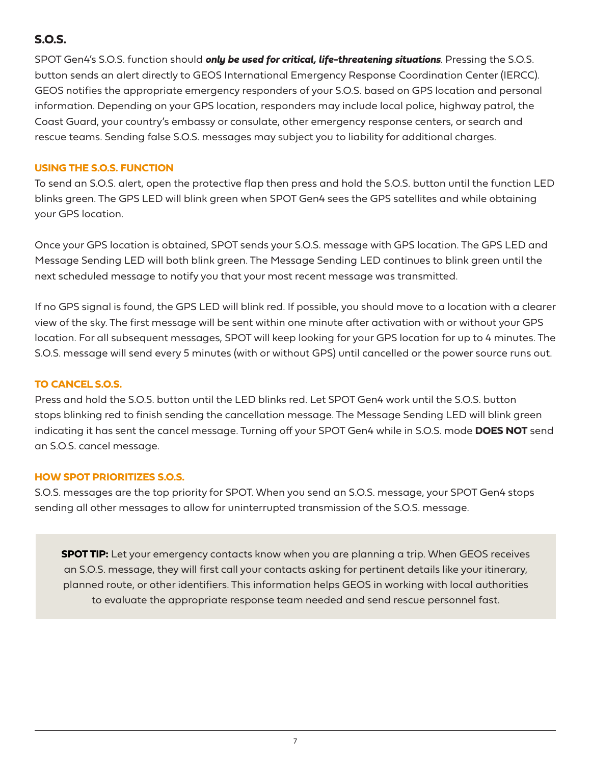## S.O.S.

SPOT Gen4's S.O.S. function should ***only be used for critical, life-threatening situations***. Pressing the S.O.S. button sends an alert directly to GEOS International Emergency Response Coordination Center (IERCC). GEOS notifies the appropriate emergency responders of your S.O.S. based on GPS location and personal information. Depending on your GPS location, responders may include local police, highway patrol, the Coast Guard, your country's embassy or consulate, other emergency response centers, or search and rescue teams. Sending false S.O.S. messages may subject you to liability for additional charges.

### USING THE S.O.S. FUNCTION

To send an S.O.S. alert, open the protective flap then press and hold the S.O.S. button until the function LED blinks green. The GPS LED will blink green when SPOT Gen4 sees the GPS satellites and while obtaining your GPS location.

Once your GPS location is obtained, SPOT sends your S.O.S. message with GPS location. The GPS LED and Message Sending LED will both blink green. The Message Sending LED continues to blink green until the next scheduled message to notify you that your most recent message was transmitted.

If no GPS signal is found, the GPS LED will blink red. If possible, you should move to a location with a clearer view of the sky. The first message will be sent within one minute after activation with or without your GPS location. For all subsequent messages, SPOT will keep looking for your GPS location for up to 4 minutes. The S.O.S. message will send every 5 minutes (with or without GPS) until cancelled or the power source runs out.

### TO CANCEL S.O.S.

Press and hold the S.O.S. button until the LED blinks red. Let SPOT Gen4 work until the S.O.S. button stops blinking red to finish sending the cancellation message. The Message Sending LED will blink green indicating it has sent the cancel message. Turning off your SPOT Gen4 while in S.O.S. mode **DOES NOT** send an S.O.S. cancel message.

### HOW SPOT PRIORITIZES S.O.S.

S.O.S. messages are the top priority for SPOT. When you send an S.O.S. message, your SPOT Gen4 stops sending all other messages to allow for uninterrupted transmission of the S.O.S. message.

> **SPOT TIP:** Let your emergency contacts know when you are planning a trip. When GEOS receives an S.O.S. message, they will first call your contacts asking for pertinent details like your itinerary, planned route, or other identifiers. This information helps GEOS in working with local authorities to evaluate the appropriate response team needed and send rescue personnel fast.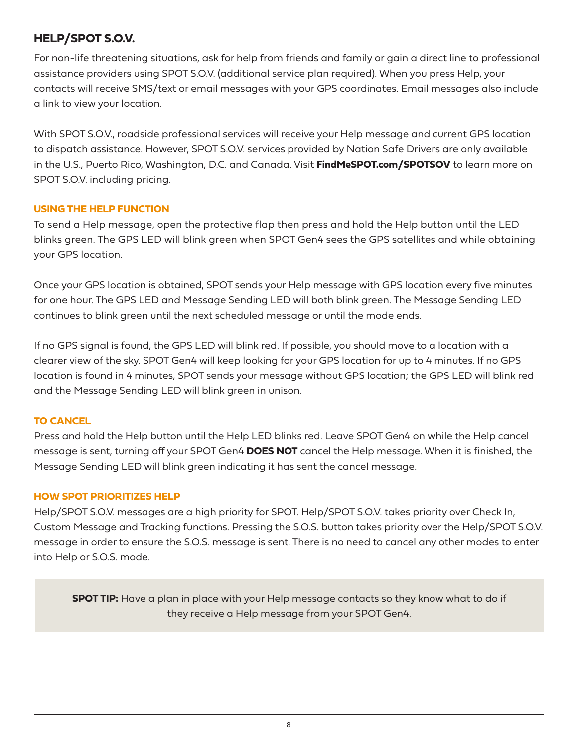## HELP/SPOT S.O.V.

For non-life threatening situations, ask for help from friends and family or gain a direct line to professional assistance providers using SPOT S.O.V. (additional service plan required). When you press Help, your contacts will receive SMS/text or email messages with your GPS coordinates. Email messages also include a link to view your location.

With SPOT S.O.V., roadside professional services will receive your Help message and current GPS location to dispatch assistance. However, SPOT S.O.V. services provided by Nation Safe Drivers are only available in the U.S., Puerto Rico, Washington, D.C. and Canada. Visit **FindMeSPOT.com/SPOTSOV** to learn more on SPOT S.O.V. including pricing.

### USING THE HELP FUNCTION

To send a Help message, open the protective flap then press and hold the Help button until the LED blinks green. The GPS LED will blink green when SPOT Gen4 sees the GPS satellites and while obtaining your GPS location.

Once your GPS location is obtained, SPOT sends your Help message with GPS location every five minutes for one hour. The GPS LED and Message Sending LED will both blink green. The Message Sending LED continues to blink green until the next scheduled message or until the mode ends.

If no GPS signal is found, the GPS LED will blink red. If possible, you should move to a location with a clearer view of the sky. SPOT Gen4 will keep looking for your GPS location for up to 4 minutes. If no GPS location is found in 4 minutes, SPOT sends your message without GPS location; the GPS LED will blink red and the Message Sending LED will blink green in unison.

### TO CANCEL

Press and hold the Help button until the Help LED blinks red. Leave SPOT Gen4 on while the Help cancel message is sent, turning off your SPOT Gen4 **DOES NOT** cancel the Help message. When it is finished, the Message Sending LED will blink green indicating it has sent the cancel message.

### HOW SPOT PRIORITIZES HELP

Help/SPOT S.O.V. messages are a high priority for SPOT. Help/SPOT S.O.V. takes priority over Check In, Custom Message and Tracking functions. Pressing the S.O.S. button takes priority over the Help/SPOT S.O.V. message in order to ensure the S.O.S. message is sent. There is no need to cancel any other modes to enter into Help or S.O.S. mode.

**SPOT TIP:** Have a plan in place with your Help message contacts so they know what to do if they receive a Help message from your SPOT Gen4.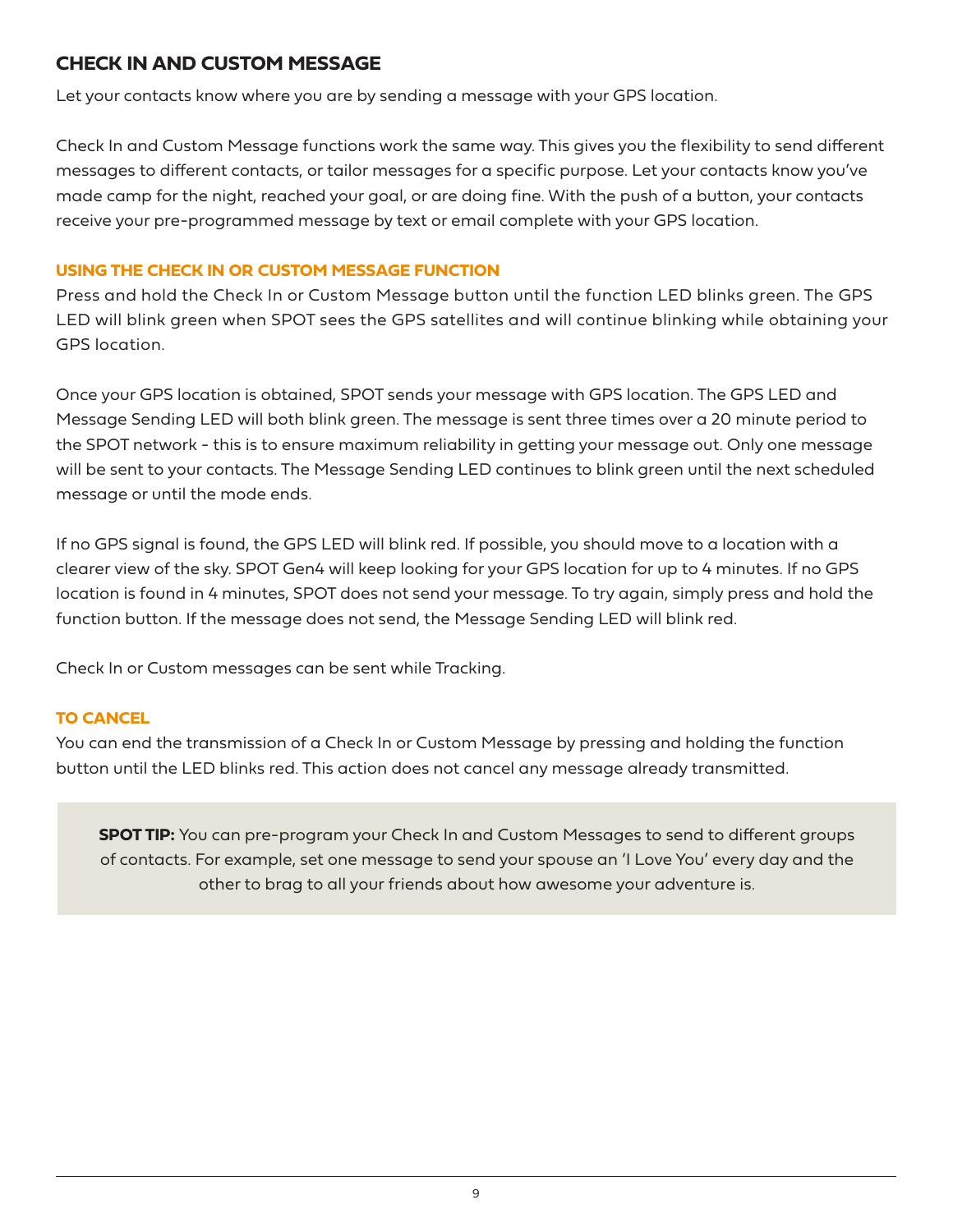## CHECK IN AND CUSTOM MESSAGE

Let your contacts know where you are by sending a message with your GPS location.

Check In and Custom Message functions work the same way. This gives you the flexibility to send different messages to different contacts, or tailor messages for a specific purpose. Let your contacts know you've made camp for the night, reached your goal, or are doing fine. With the push of a button, your contacts receive your pre-programmed message by text or email complete with your GPS location.

### USING THE CHECK IN OR CUSTOM MESSAGE FUNCTION

Press and hold the Check In or Custom Message button until the function LED blinks green. The GPS LED will blink green when SPOT sees the GPS satellites and will continue blinking while obtaining your GPS location.

Once your GPS location is obtained, SPOT sends your message with GPS location. The GPS LED and Message Sending LED will both blink green. The message is sent three times over a 20 minute period to the SPOT network - this is to ensure maximum reliability in getting your message out. Only one message will be sent to your contacts. The Message Sending LED continues to blink green until the next scheduled message or until the mode ends.

If no GPS signal is found, the GPS LED will blink red. If possible, you should move to a location with a clearer view of the sky. SPOT Gen4 will keep looking for your GPS location for up to 4 minutes. If no GPS location is found in 4 minutes, SPOT does not send your message. To try again, simply press and hold the function button. If the message does not send, the Message Sending LED will blink red.

Check In or Custom messages can be sent while Tracking.

### TO CANCEL

You can end the transmission of a Check In or Custom Message by pressing and holding the function button until the LED blinks red. This action does not cancel any message already transmitted.

> **SPOT TIP:** You can pre-program your Check In and Custom Messages to send to different groups of contacts. For example, set one message to send your spouse an 'I Love You' every day and the other to brag to all your friends about how awesome your adventure is.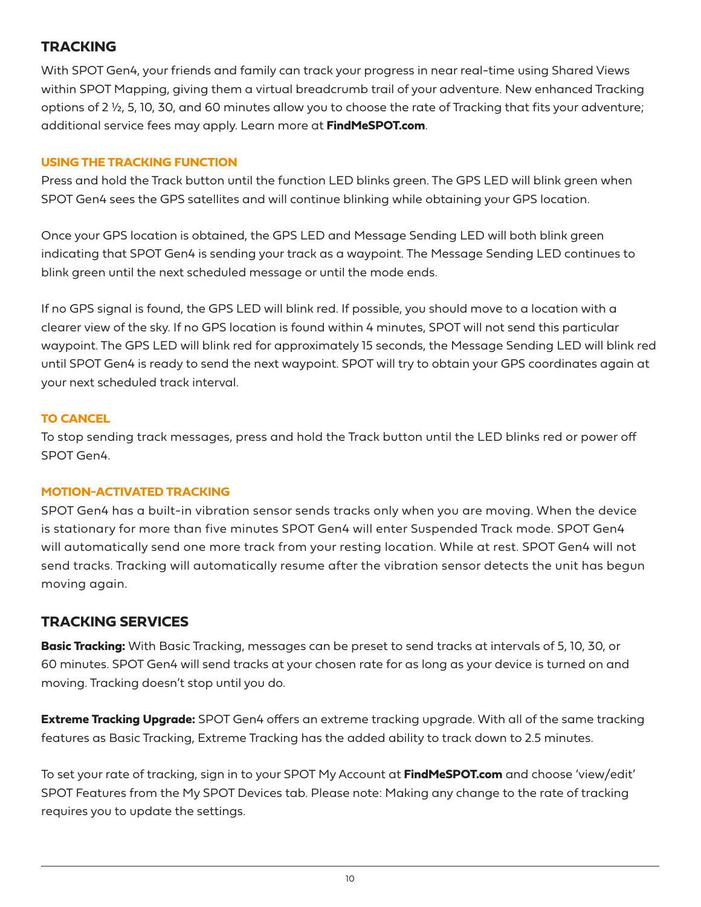## TRACKING

With SPOT Gen4, your friends and family can track your progress in near real-time using Shared Views within SPOT Mapping, giving them a virtual breadcrumb trail of your adventure. New enhanced Tracking options of 2 ½, 5, 10, 30, and 60 minutes allow you to choose the rate of Tracking that fits your adventure; additional service fees may apply. Learn more at **FindMeSPOT.com**.

### USING THE TRACKING FUNCTION

Press and hold the Track button until the function LED blinks green. The GPS LED will blink green when SPOT Gen4 sees the GPS satellites and will continue blinking while obtaining your GPS location.

Once your GPS location is obtained, the GPS LED and Message Sending LED will both blink green indicating that SPOT Gen4 is sending your track as a waypoint. The Message Sending LED continues to blink green until the next scheduled message or until the mode ends.

If no GPS signal is found, the GPS LED will blink red. If possible, you should move to a location with a clearer view of the sky. If no GPS location is found within 4 minutes, SPOT will not send this particular waypoint. The GPS LED will blink red for approximately 15 seconds, the Message Sending LED will blink red until SPOT Gen4 is ready to send the next waypoint. SPOT will try to obtain your GPS coordinates again at your next scheduled track interval.

### TO CANCEL

To stop sending track messages, press and hold the Track button until the LED blinks red or power off SPOT Gen4.

### MOTION-ACTIVATED TRACKING

SPOT Gen4 has a built-in vibration sensor sends tracks only when you are moving. When the device is stationary for more than five minutes SPOT Gen4 will enter Suspended Track mode. SPOT Gen4 will automatically send one more track from your resting location. While at rest. SPOT Gen4 will not send tracks. Tracking will automatically resume after the vibration sensor detects the unit has begun moving again.

## TRACKING SERVICES

**Basic Tracking:** With Basic Tracking, messages can be preset to send tracks at intervals of 5, 10, 30, or 60 minutes. SPOT Gen4 will send tracks at your chosen rate for as long as your device is turned on and moving. Tracking doesn't stop until you do.

**Extreme Tracking Upgrade:** SPOT Gen4 offers an extreme tracking upgrade. With all of the same tracking features as Basic Tracking, Extreme Tracking has the added ability to track down to 2.5 minutes.

To set your rate of tracking, sign in to your SPOT My Account at **FindMeSPOT.com** and choose 'view/edit' SPOT Features from the My SPOT Devices tab. Please note: Making any change to the rate of tracking requires you to update the settings.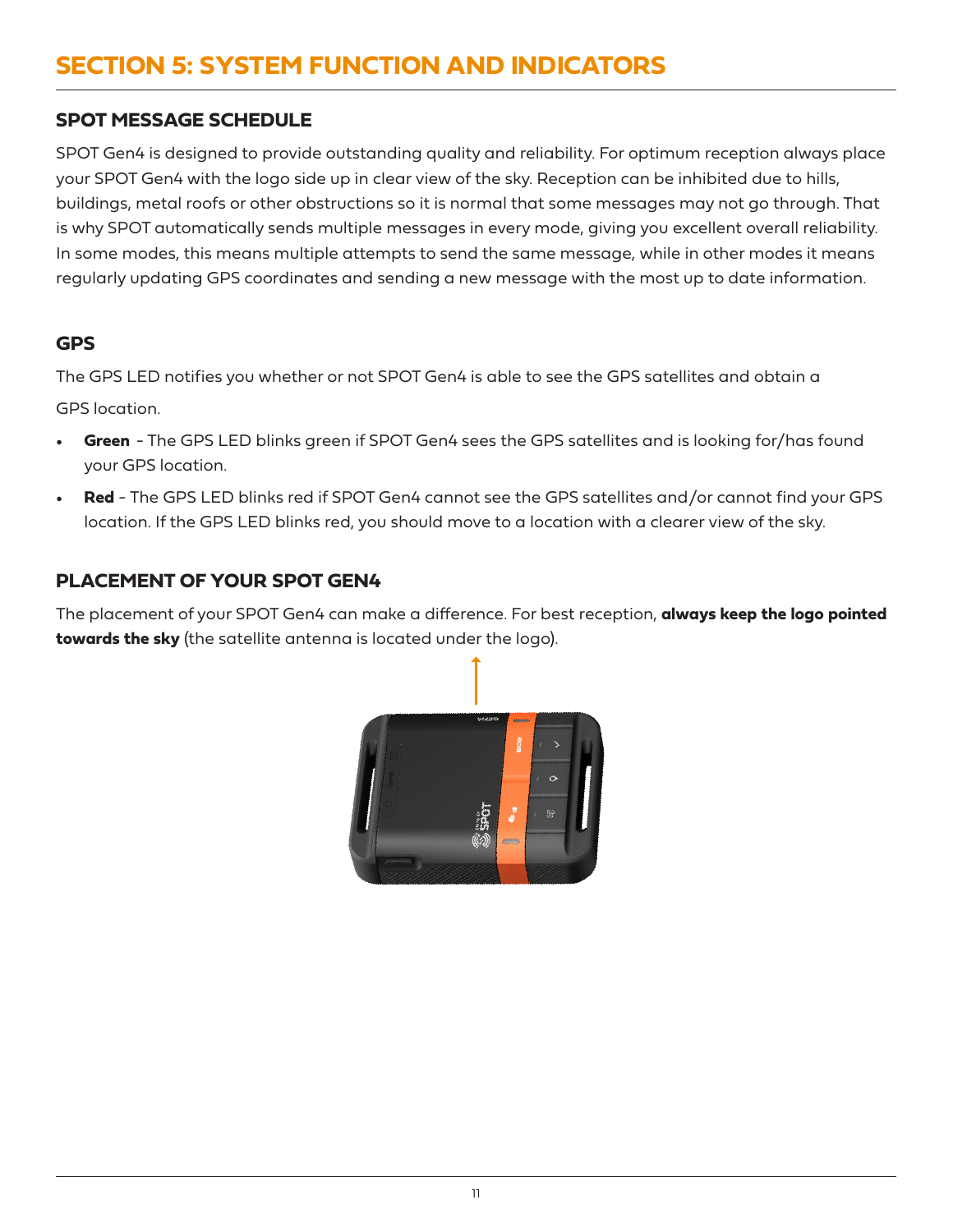# SECTION 5: SYSTEM FUNCTION AND INDICATORS

## SPOT MESSAGE SCHEDULE

SPOT Gen4 is designed to provide outstanding quality and reliability. For optimum reception always place your SPOT Gen4 with the logo side up in clear view of the sky. Reception can be inhibited due to hills, buildings, metal roofs or other obstructions so it is normal that some messages may not go through. That is why SPOT automatically sends multiple messages in every mode, giving you excellent overall reliability. In some modes, this means multiple attempts to send the same message, while in other modes it means regularly updating GPS coordinates and sending a new message with the most up to date information.

## GPS

The GPS LED notifies you whether or not SPOT Gen4 is able to see the GPS satellites and obtain a GPS location.

- **Green** - The GPS LED blinks green if SPOT Gen4 sees the GPS satellites and is looking for/has found your GPS location.
- **Red** - The GPS LED blinks red if SPOT Gen4 cannot see the GPS satellites and/or cannot find your GPS location. If the GPS LED blinks red, you should move to a location with a clearer view of the sky.

## PLACEMENT OF YOUR SPOT GEN4

The placement of your SPOT Gen4 can make a difference. For best reception, **always keep the logo pointed towards the sky** (the satellite antenna is located under the logo).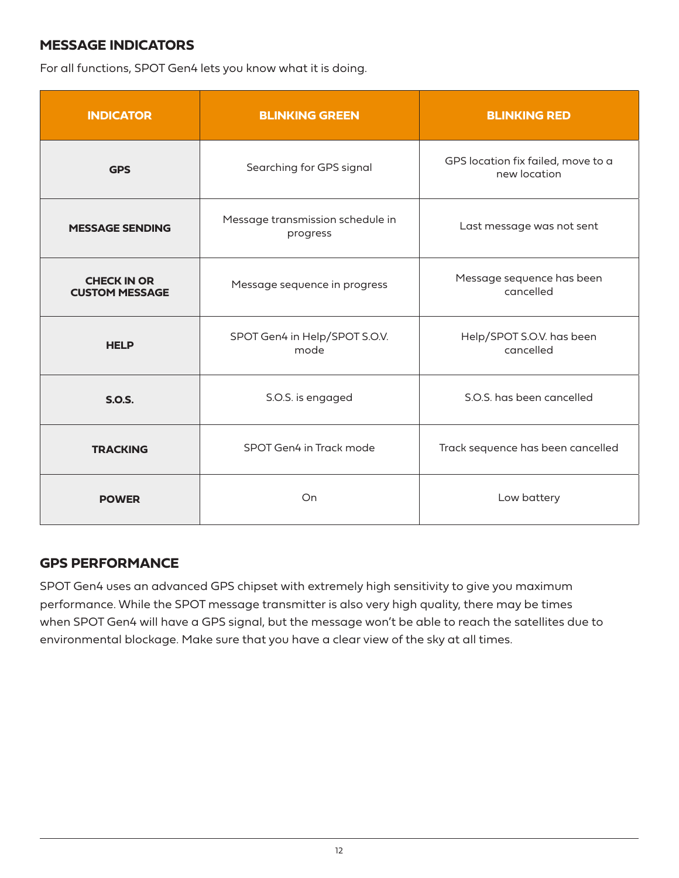## MESSAGE INDICATORS

For all functions, SPOT Gen4 lets you know what it is doing.

| INDICATOR | BLINKING GREEN | BLINKING RED |
| --- | --- | --- |
| **GPS** | Searching for GPS signal | GPS location fix failed, move to a new location |
| **MESSAGE SENDING** | Message transmission schedule in progress | Last message was not sent |
| **CHECK IN OR CUSTOM MESSAGE** | Message sequence in progress | Message sequence has been cancelled |
| **HELP** | SPOT Gen4 in Help/SPOT S.O.V. mode | Help/SPOT S.O.V. has been cancelled |
| **S.O.S.** | S.O.S. is engaged | S.O.S. has been cancelled |
| **TRACKING** | SPOT Gen4 in Track mode | Track sequence has been cancelled |
| **POWER** | On | Low battery |

## GPS PERFORMANCE

SPOT Gen4 uses an advanced GPS chipset with extremely high sensitivity to give you maximum performance. While the SPOT message transmitter is also very high quality, there may be times when SPOT Gen4 will have a GPS signal, but the message won't be able to reach the satellites due to environmental blockage. Make sure that you have a clear view of the sky at all times.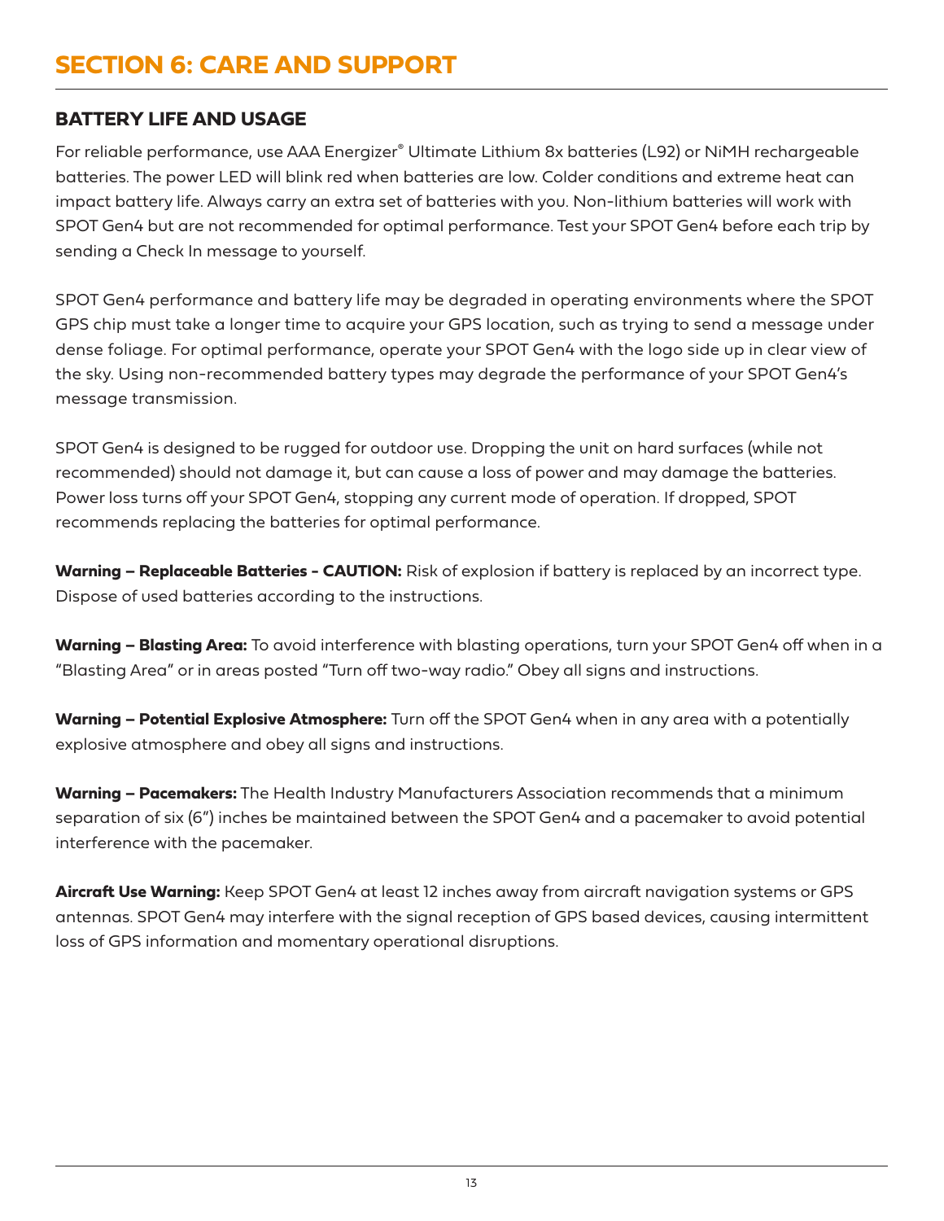# SECTION 6: CARE AND SUPPORT

## BATTERY LIFE AND USAGE

For reliable performance, use AAA Energizer® Ultimate Lithium 8x batteries (L92) or NiMH rechargeable batteries. The power LED will blink red when batteries are low. Colder conditions and extreme heat can impact battery life. Always carry an extra set of batteries with you. Non-lithium batteries will work with SPOT Gen4 but are not recommended for optimal performance. Test your SPOT Gen4 before each trip by sending a Check In message to yourself.

SPOT Gen4 performance and battery life may be degraded in operating environments where the SPOT GPS chip must take a longer time to acquire your GPS location, such as trying to send a message under dense foliage. For optimal performance, operate your SPOT Gen4 with the logo side up in clear view of the sky. Using non-recommended battery types may degrade the performance of your SPOT Gen4's message transmission.

SPOT Gen4 is designed to be rugged for outdoor use. Dropping the unit on hard surfaces (while not recommended) should not damage it, but can cause a loss of power and may damage the batteries. Power loss turns off your SPOT Gen4, stopping any current mode of operation. If dropped, SPOT recommends replacing the batteries for optimal performance.

**Warning – Replaceable Batteries - CAUTION:** Risk of explosion if battery is replaced by an incorrect type. Dispose of used batteries according to the instructions.

**Warning – Blasting Area:** To avoid interference with blasting operations, turn your SPOT Gen4 off when in a "Blasting Area" or in areas posted "Turn off two-way radio." Obey all signs and instructions.

**Warning – Potential Explosive Atmosphere:** Turn off the SPOT Gen4 when in any area with a potentially explosive atmosphere and obey all signs and instructions.

**Warning – Pacemakers:** The Health Industry Manufacturers Association recommends that a minimum separation of six (6") inches be maintained between the SPOT Gen4 and a pacemaker to avoid potential interference with the pacemaker.

**Aircraft Use Warning:** Keep SPOT Gen4 at least 12 inches away from aircraft navigation systems or GPS antennas. SPOT Gen4 may interfere with the signal reception of GPS based devices, causing intermittent loss of GPS information and momentary operational disruptions.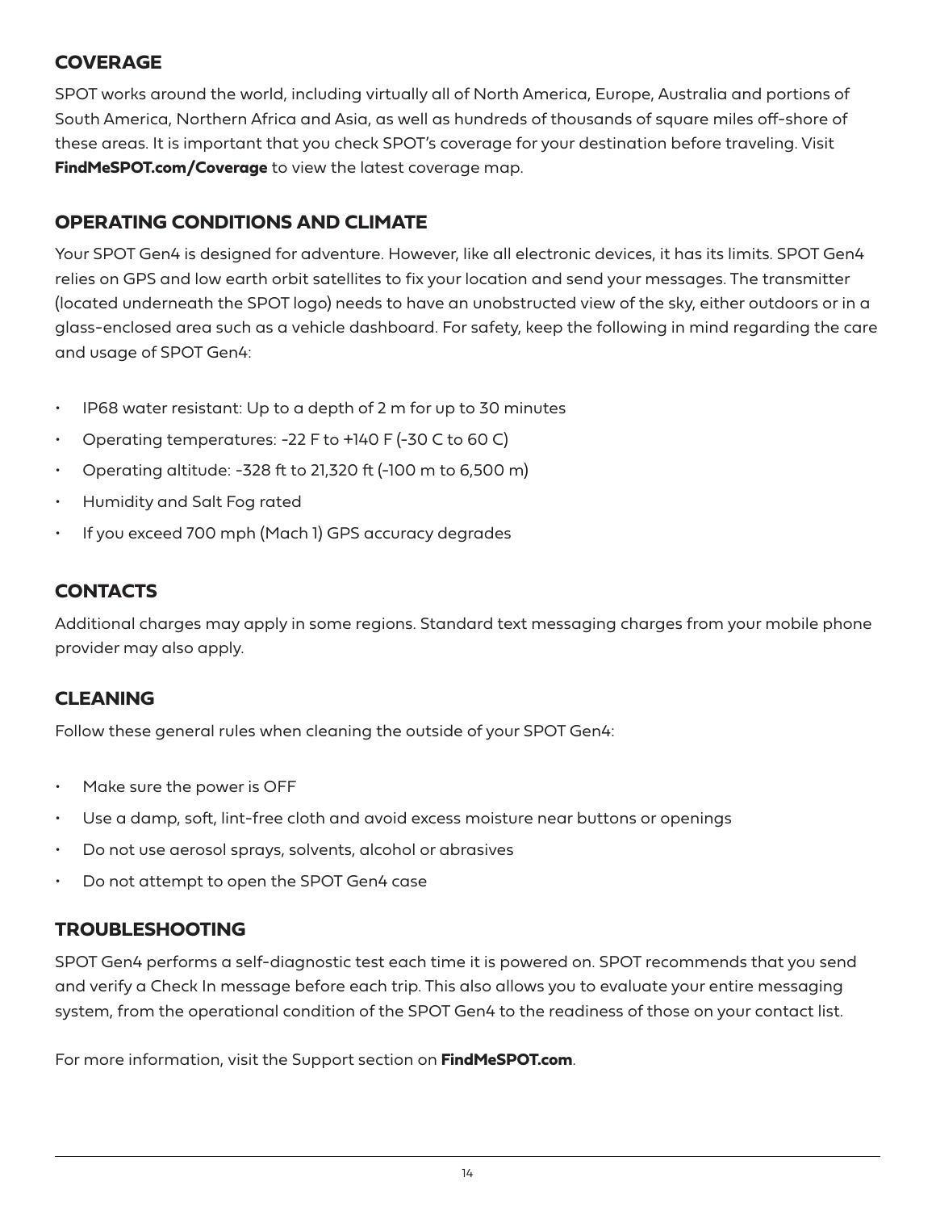## COVERAGE

SPOT works around the world, including virtually all of North America, Europe, Australia and portions of South America, Northern Africa and Asia, as well as hundreds of thousands of square miles off-shore of these areas. It is important that you check SPOT's coverage for your destination before traveling. Visit **FindMeSPOT.com/Coverage** to view the latest coverage map.

## OPERATING CONDITIONS AND CLIMATE

Your SPOT Gen4 is designed for adventure. However, like all electronic devices, it has its limits. SPOT Gen4 relies on GPS and low earth orbit satellites to fix your location and send your messages. The transmitter (located underneath the SPOT logo) needs to have an unobstructed view of the sky, either outdoors or in a glass-enclosed area such as a vehicle dashboard. For safety, keep the following in mind regarding the care and usage of SPOT Gen4:

- IP68 water resistant: Up to a depth of 2 m for up to 30 minutes
- Operating temperatures: -22 F to +140 F (-30 C to 60 C)
- Operating altitude: -328 ft to 21,320 ft (-100 m to 6,500 m)
- Humidity and Salt Fog rated
- If you exceed 700 mph (Mach 1) GPS accuracy degrades

## CONTACTS

Additional charges may apply in some regions. Standard text messaging charges from your mobile phone provider may also apply.

## CLEANING

Follow these general rules when cleaning the outside of your SPOT Gen4:

- Make sure the power is OFF
- Use a damp, soft, lint-free cloth and avoid excess moisture near buttons or openings
- Do not use aerosol sprays, solvents, alcohol or abrasives
- Do not attempt to open the SPOT Gen4 case

## TROUBLESHOOTING

SPOT Gen4 performs a self-diagnostic test each time it is powered on. SPOT recommends that you send and verify a Check In message before each trip. This also allows you to evaluate your entire messaging system, from the operational condition of the SPOT Gen4 to the readiness of those on your contact list.

For more information, visit the Support section on **FindMeSPOT.com**.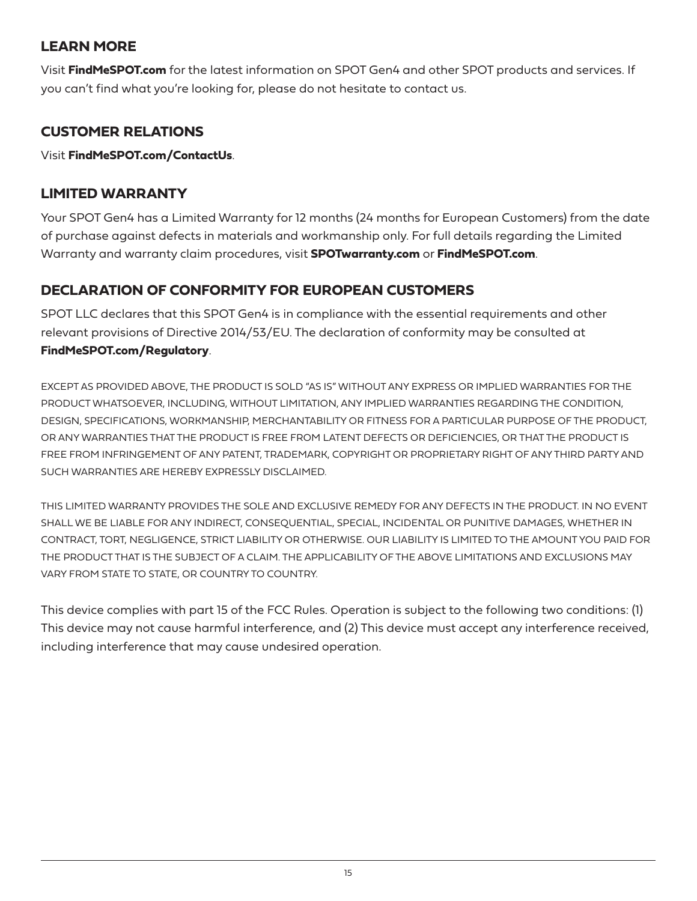## LEARN MORE

Visit **FindMeSPOT.com** for the latest information on SPOT Gen4 and other SPOT products and services. If you can't find what you're looking for, please do not hesitate to contact us.

## CUSTOMER RELATIONS

Visit **FindMeSPOT.com/ContactUs**.

## LIMITED WARRANTY

Your SPOT Gen4 has a Limited Warranty for 12 months (24 months for European Customers) from the date of purchase against defects in materials and workmanship only. For full details regarding the Limited Warranty and warranty claim procedures, visit **SPOTwarranty.com** or **FindMeSPOT.com**.

## DECLARATION OF CONFORMITY FOR EUROPEAN CUSTOMERS

SPOT LLC declares that this SPOT Gen4 is in compliance with the essential requirements and other relevant provisions of Directive 2014/53/EU. The declaration of conformity may be consulted at **FindMeSPOT.com/Regulatory**.

EXCEPT AS PROVIDED ABOVE, THE PRODUCT IS SOLD "AS IS" WITHOUT ANY EXPRESS OR IMPLIED WARRANTIES FOR THE PRODUCT WHATSOEVER, INCLUDING, WITHOUT LIMITATION, ANY IMPLIED WARRANTIES REGARDING THE CONDITION, DESIGN, SPECIFICATIONS, WORKMANSHIP, MERCHANTABILITY OR FITNESS FOR A PARTICULAR PURPOSE OF THE PRODUCT, OR ANY WARRANTIES THAT THE PRODUCT IS FREE FROM LATENT DEFECTS OR DEFICIENCIES, OR THAT THE PRODUCT IS FREE FROM INFRINGEMENT OF ANY PATENT, TRADEMARK, COPYRIGHT OR PROPRIETARY RIGHT OF ANY THIRD PARTY AND SUCH WARRANTIES ARE HEREBY EXPRESSLY DISCLAIMED.

THIS LIMITED WARRANTY PROVIDES THE SOLE AND EXCLUSIVE REMEDY FOR ANY DEFECTS IN THE PRODUCT. IN NO EVENT SHALL WE BE LIABLE FOR ANY INDIRECT, CONSEQUENTIAL, SPECIAL, INCIDENTAL OR PUNITIVE DAMAGES, WHETHER IN CONTRACT, TORT, NEGLIGENCE, STRICT LIABILITY OR OTHERWISE. OUR LIABILITY IS LIMITED TO THE AMOUNT YOU PAID FOR THE PRODUCT THAT IS THE SUBJECT OF A CLAIM. THE APPLICABILITY OF THE ABOVE LIMITATIONS AND EXCLUSIONS MAY VARY FROM STATE TO STATE, OR COUNTRY TO COUNTRY.

This device complies with part 15 of the FCC Rules. Operation is subject to the following two conditions: (1) This device may not cause harmful interference, and (2) This device must accept any interference received, including interference that may cause undesired operation.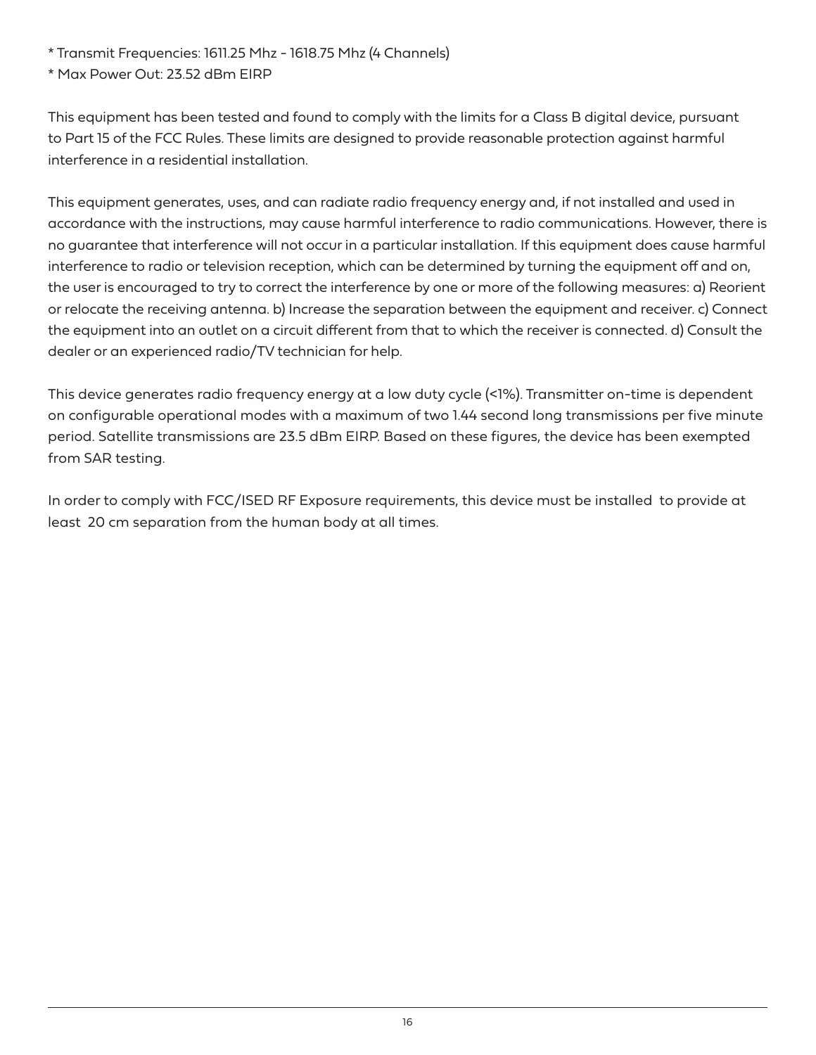* Transmit Frequencies: 1611.25 Mhz - 1618.75 Mhz (4 Channels)
* Max Power Out: 23.52 dBm EIRP

This equipment has been tested and found to comply with the limits for a Class B digital device, pursuant to Part 15 of the FCC Rules. These limits are designed to provide reasonable protection against harmful interference in a residential installation.

This equipment generates, uses, and can radiate radio frequency energy and, if not installed and used in accordance with the instructions, may cause harmful interference to radio communications. However, there is no guarantee that interference will not occur in a particular installation. If this equipment does cause harmful interference to radio or television reception, which can be determined by turning the equipment off and on, the user is encouraged to try to correct the interference by one or more of the following measures: a) Reorient or relocate the receiving antenna. b) Increase the separation between the equipment and receiver. c) Connect the equipment into an outlet on a circuit different from that to which the receiver is connected. d) Consult the dealer or an experienced radio/TV technician for help.

This device generates radio frequency energy at a low duty cycle (<1%). Transmitter on-time is dependent on configurable operational modes with a maximum of two 1.44 second long transmissions per five minute period. Satellite transmissions are 23.5 dBm EIRP. Based on these figures, the device has been exempted from SAR testing.

In order to comply with FCC/ISED RF Exposure requirements, this device must be installed to provide at least 20 cm separation from the human body at all times.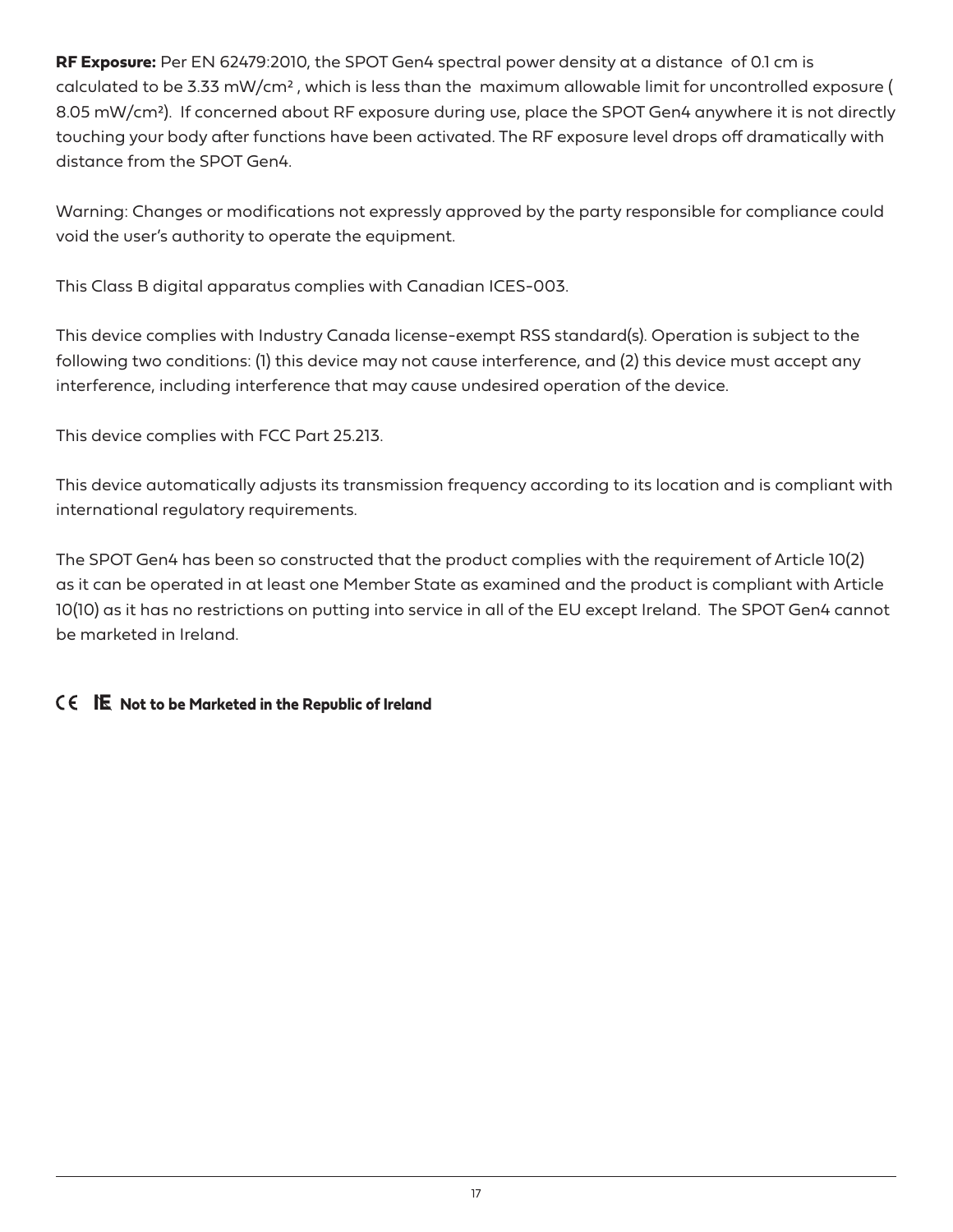**RF Exposure:** Per EN 62479:2010, the SPOT Gen4 spectral power density at a distance of 0.1 cm is calculated to be 3.33 mW/cm$^2$, which is less than the maximum allowable limit for uncontrolled exposure ( 8.05 mW/cm$^2$). If concerned about RF exposure during use, place the SPOT Gen4 anywhere it is not directly touching your body after functions have been activated. The RF exposure level drops off dramatically with distance from the SPOT Gen4.

Warning: Changes or modifications not expressly approved by the party responsible for compliance could void the user's authority to operate the equipment.

This Class B digital apparatus complies with Canadian ICES-003.

This device complies with Industry Canada license-exempt RSS standard(s). Operation is subject to the following two conditions: (1) this device may not cause interference, and (2) this device must accept any interference, including interference that may cause undesired operation of the device.

This device complies with FCC Part 25.213.

This device automatically adjusts its transmission frequency according to its location and is compliant with international regulatory requirements.

The SPOT Gen4 has been so constructed that the product complies with the requirement of Article 10(2) as it can be operated in at least one Member State as examined and the product is compliant with Article 10(10) as it has no restrictions on putting into service in all of the EU except Ireland. The SPOT Gen4 cannot be marketed in Ireland.

CE IE **Not to be Marketed in the Republic of Ireland**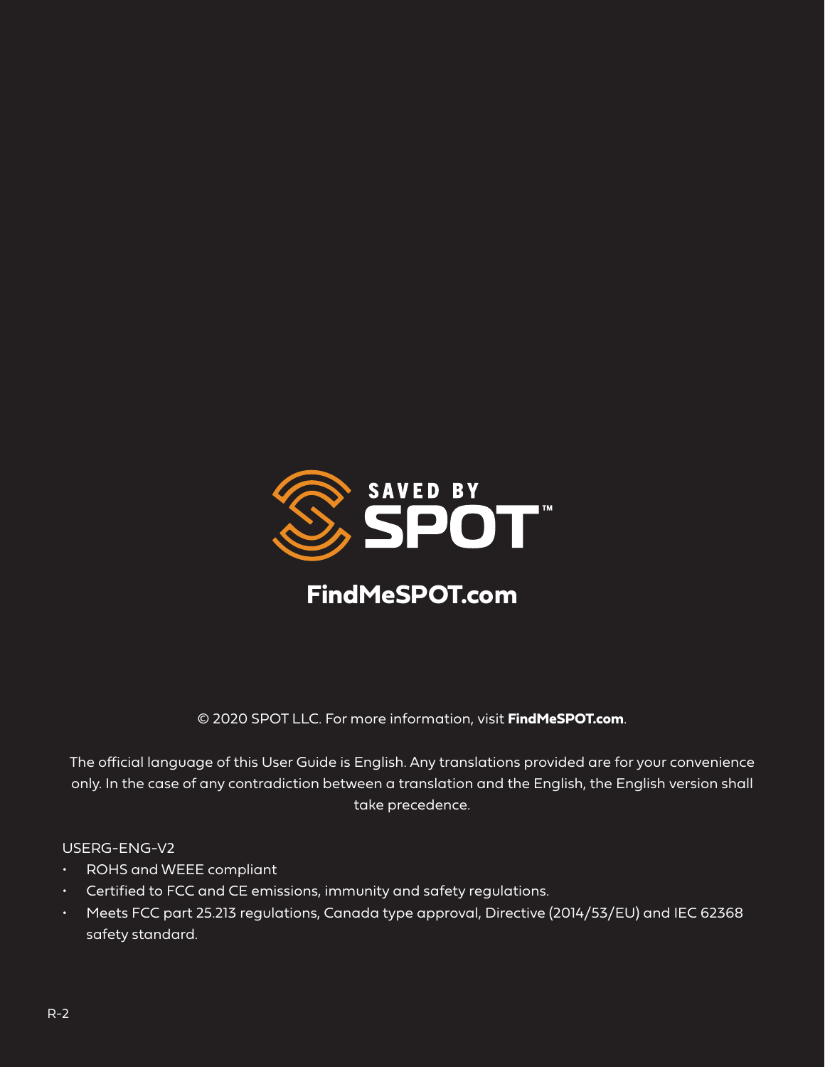SAVED BY SPOT™

**FindMeSPOT.com**

© 2020 SPOT LLC. For more information, visit **FindMeSPOT.com**.

The official language of this User Guide is English. Any translations provided are for your convenience only. In the case of any contradiction between a translation and the English, the English version shall take precedence.

USERG-ENG-V2

- ROHS and WEEE compliant
- Certified to FCC and CE emissions, immunity and safety regulations.
- Meets FCC part 25.213 regulations, Canada type approval, Directive (2014/53/EU) and IEC 62368 safety standard.

R-2